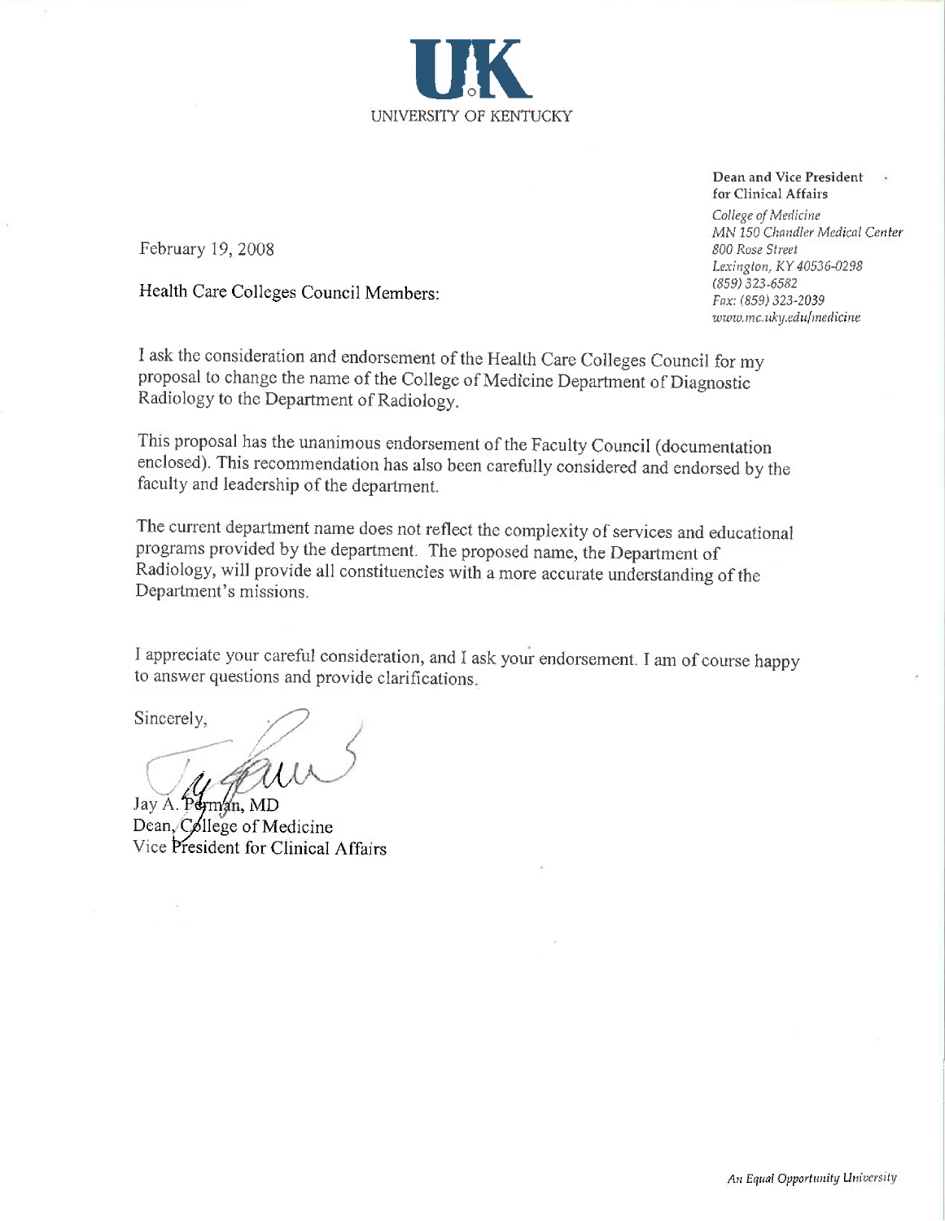UK
UNIVERSITY OF KENTUCKY

**Dean and Vice President for Clinical Affairs**

*College of Medicine*
*MN 150 Chandler Medical Center*
*800 Rose Street*
*Lexington, KY 40536-0298*
*(859) 323-6582*
*Fax: (859) 323-2039*
*www.mc.uky.edu/medicine*

February 19, 2008

Health Care Colleges Council Members:

I ask the consideration and endorsement of the Health Care Colleges Council for my proposal to change the name of the College of Medicine Department of Diagnostic Radiology to the Department of Radiology.

This proposal has the unanimous endorsement of the Faculty Council (documentation enclosed). This recommendation has also been carefully considered and endorsed by the faculty and leadership of the department.

The current department name does not reflect the complexity of services and educational programs provided by the department. The proposed name, the Department of Radiology, will provide all constituencies with a more accurate understanding of the Department's missions.

I appreciate your careful consideration, and I ask your endorsement. I am of course happy to answer questions and provide clarifications.

Sincerely,

Jay A. Perman, MD
Dean, College of Medicine
Vice President for Clinical Affairs

*An Equal Opportunity University*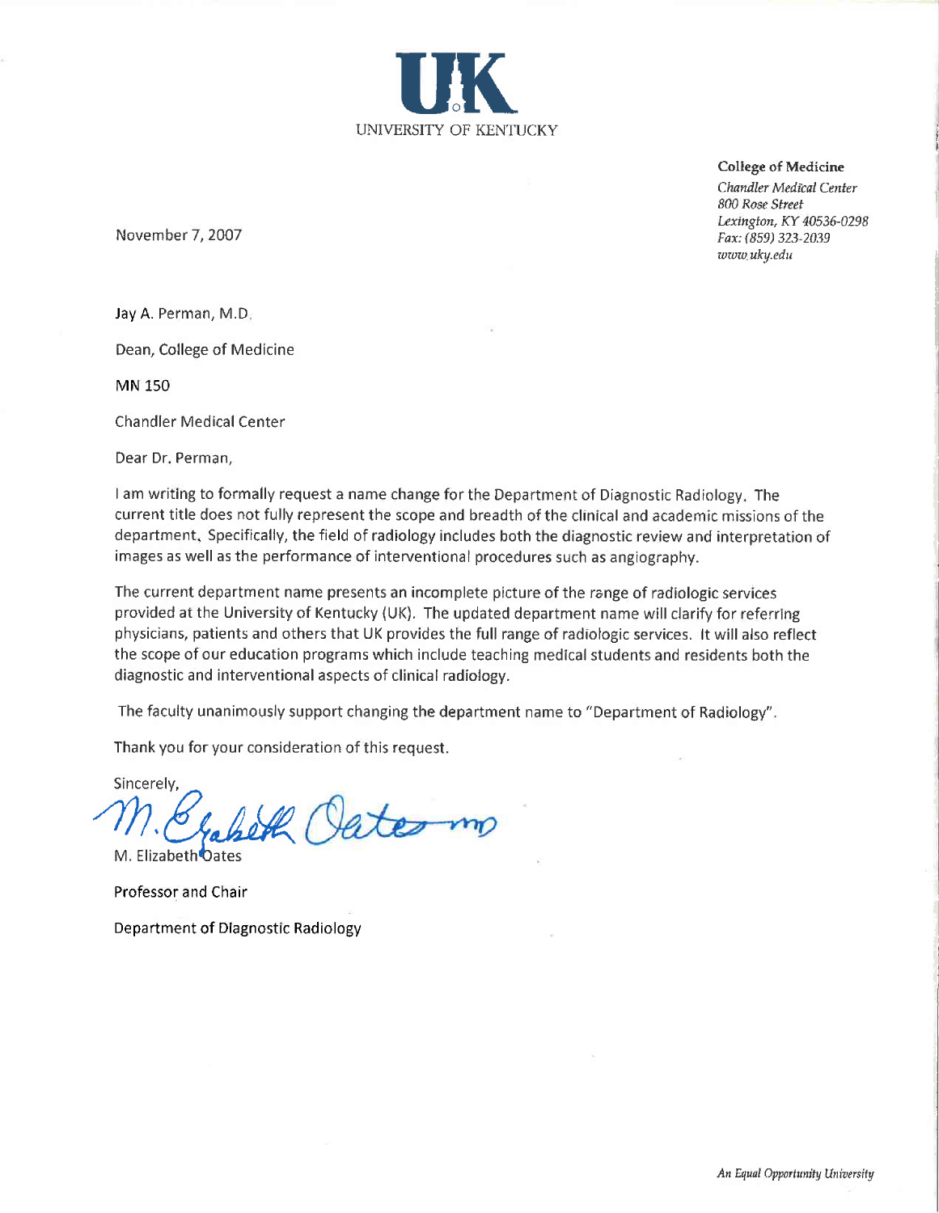UK

UNIVERSITY OF KENTUCKY

**College of Medicine**

*Chandler Medical Center*
*800 Rose Street*
*Lexington, KY 40536-0298*
*Fax: (859) 323-2039*
*www.uky.edu*

November 7, 2007

Jay A. Perman, M.D.

Dean, College of Medicine

MN 150

Chandler Medical Center

Dear Dr. Perman,

I am writing to formally request a name change for the Department of Diagnostic Radiology. The current title does not fully represent the scope and breadth of the clinical and academic missions of the department. Specifically, the field of radiology includes both the diagnostic review and interpretation of images as well as the performance of interventional procedures such as angiography.

The current department name presents an incomplete picture of the range of radiologic services provided at the University of Kentucky (UK). The updated department name will clarify for referring physicians, patients and others that UK provides the full range of radiologic services. It will also reflect the scope of our education programs which include teaching medical students and residents both the diagnostic and interventional aspects of clinical radiology.

The faculty unanimously support changing the department name to "Department of Radiology".

Thank you for your consideration of this request.

Sincerely,

M. Elizabeth Oates MD

M. Elizabeth Oates

Professor and Chair

Department of Diagnostic Radiology

*An Equal Opportunity University*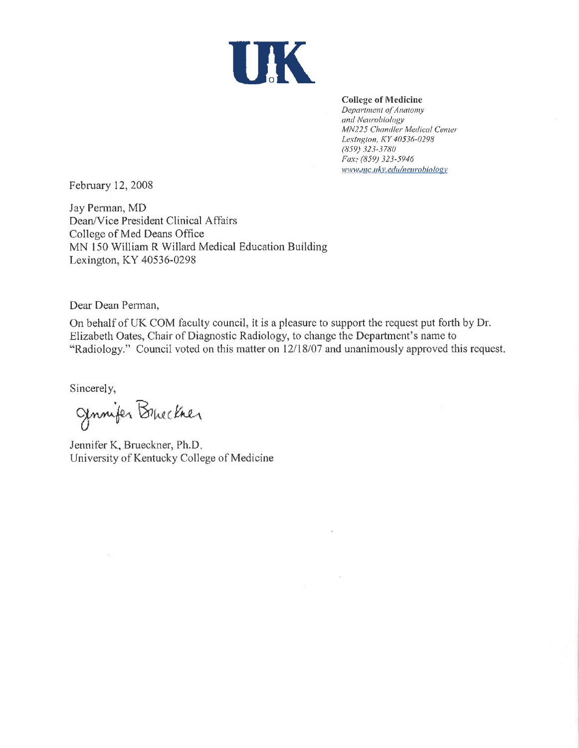UK

**College of Medicine**
*Department of Anatomy and Neurobiology*
*MN225 Chandler Medical Center*
*Lexington, KY 40536-0298*
*(859) 323-3780*
*Fax: (859) 323-5946*
*www.mc.uky.edu/neurobiology*

February 12, 2008

Jay Perman, MD
Dean/Vice President Clinical Affairs
College of Med Deans Office
MN 150 William R Willard Medical Education Building
Lexington, KY 40536-0298

Dear Dean Perman,

On behalf of UK COM faculty council, it is a pleasure to support the request put forth by Dr. Elizabeth Oates, Chair of Diagnostic Radiology, to change the Department's name to "Radiology." Council voted on this matter on 12/18/07 and unanimously approved this request.

Sincerely,

Jennifer Brueckner

Jennifer K. Brueckner, Ph.D.
University of Kentucky College of Medicine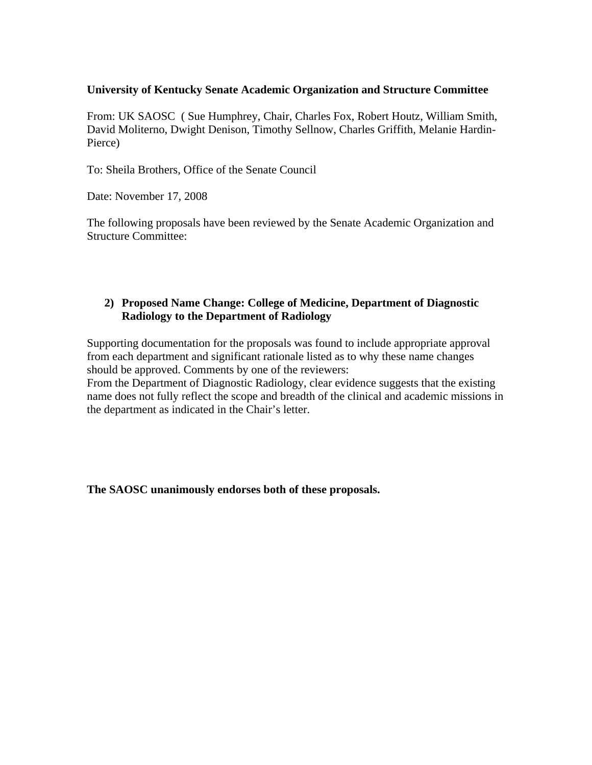**University of Kentucky Senate Academic Organization and Structure Committee**

From: UK SAOSC ( Sue Humphrey, Chair, Charles Fox, Robert Houtz, William Smith, David Moliterno, Dwight Denison, Timothy Sellnow, Charles Griffith, Melanie Hardin-Pierce)

To: Sheila Brothers, Office of the Senate Council

Date: November 17, 2008

The following proposals have been reviewed by the Senate Academic Organization and Structure Committee:

2) **Proposed Name Change: College of Medicine, Department of Diagnostic Radiology to the Department of Radiology**

Supporting documentation for the proposals was found to include appropriate approval from each department and significant rationale listed as to why these name changes should be approved. Comments by one of the reviewers:
From the Department of Diagnostic Radiology, clear evidence suggests that the existing name does not fully reflect the scope and breadth of the clinical and academic missions in the department as indicated in the Chair's letter.

**The SAOSC unanimously endorses both of these proposals.**